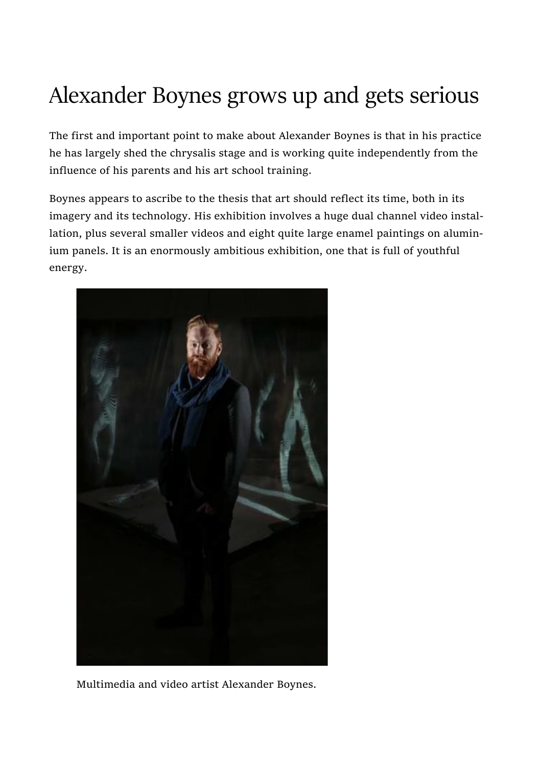# Alexander Boynes grows up and gets serious

The first and important point to make about Alexander Boynes is that in his practice he has largely shed the chrysalis stage and is working quite independently from the influence of his parents and his art school training.

Boynes appears to ascribe to the thesis that art should reflect its time, both in its imagery and its technology. His exhibition involves a huge dual channel video installation, plus several smaller videos and eight quite large enamel paintings on aluminium panels. It is an enormously ambitious exhibition, one that is full of youthful energy.

Multimedia and video artist Alexander Boynes.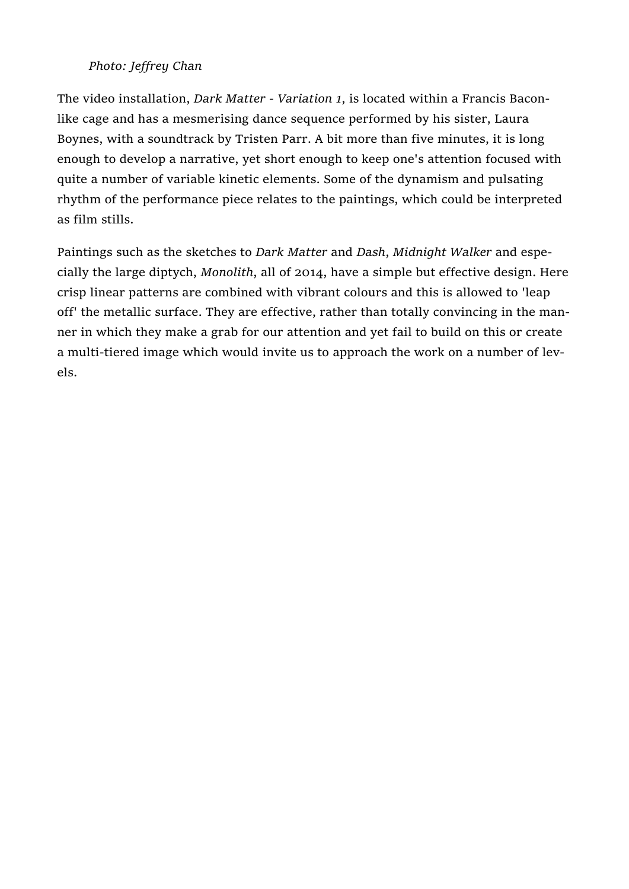*Photo: Jeffrey Chan*

The video installation, *Dark Matter - Variation 1*, is located within a Francis Bacon-like cage and has a mesmerising dance sequence performed by his sister, Laura Boynes, with a soundtrack by Tristen Parr. A bit more than five minutes, it is long enough to develop a narrative, yet short enough to keep one's attention focused with quite a number of variable kinetic elements. Some of the dynamism and pulsating rhythm of the performance piece relates to the paintings, which could be interpreted as film stills.

Paintings such as the sketches to *Dark Matter* and *Dash*, *Midnight Walker* and especially the large diptych, *Monolith*, all of 2014, have a simple but effective design. Here crisp linear patterns are combined with vibrant colours and this is allowed to 'leap off' the metallic surface. They are effective, rather than totally convincing in the manner in which they make a grab for our attention and yet fail to build on this or create a multi-tiered image which would invite us to approach the work on a number of levels.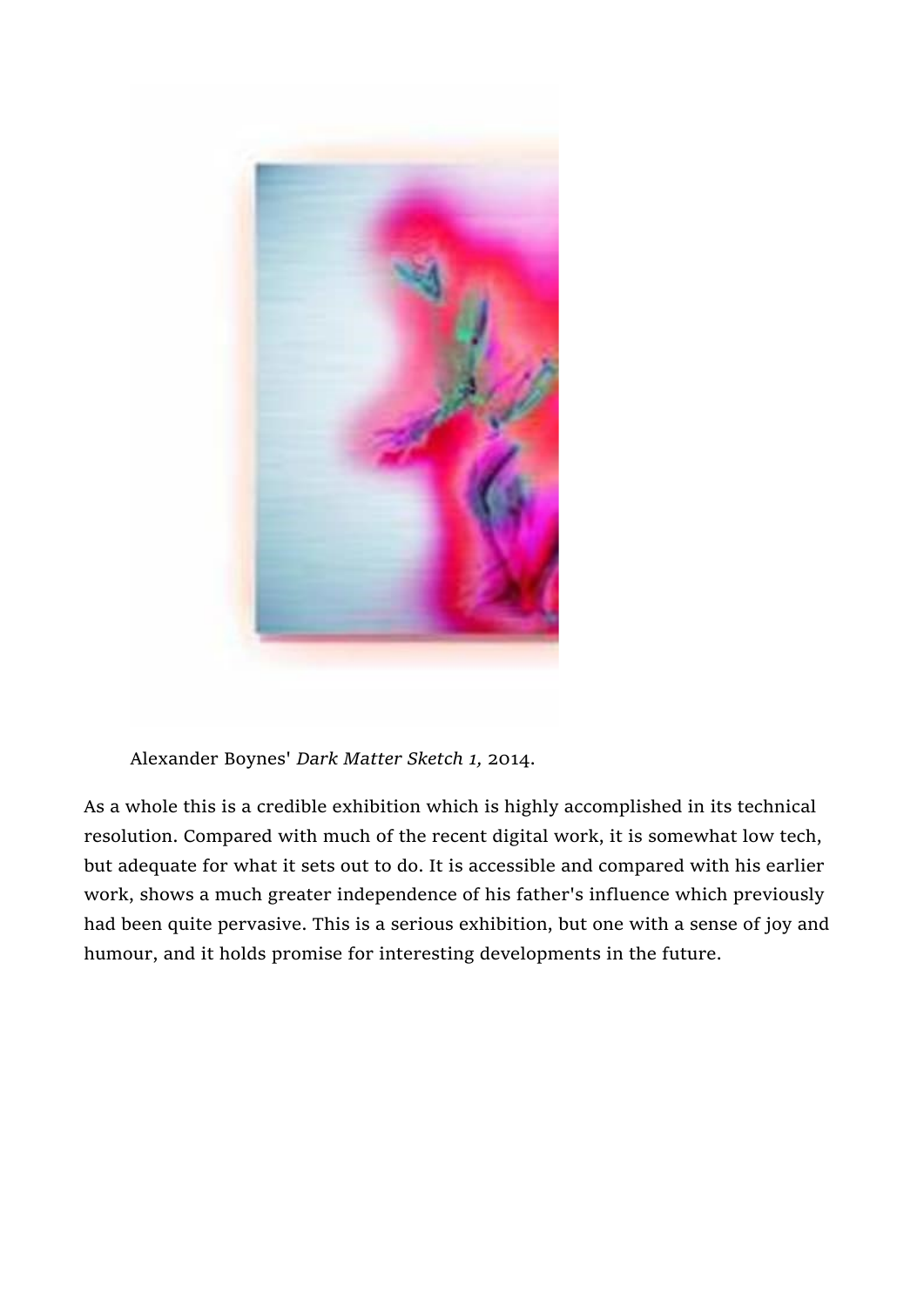Alexander Boynes' *Dark Matter Sketch 1,* 2014.

As a whole this is a credible exhibition which is highly accomplished in its technical resolution. Compared with much of the recent digital work, it is somewhat low tech, but adequate for what it sets out to do. It is accessible and compared with his earlier work, shows a much greater independence of his father's influence which previously had been quite pervasive. This is a serious exhibition, but one with a sense of joy and humour, and it holds promise for interesting developments in the future.